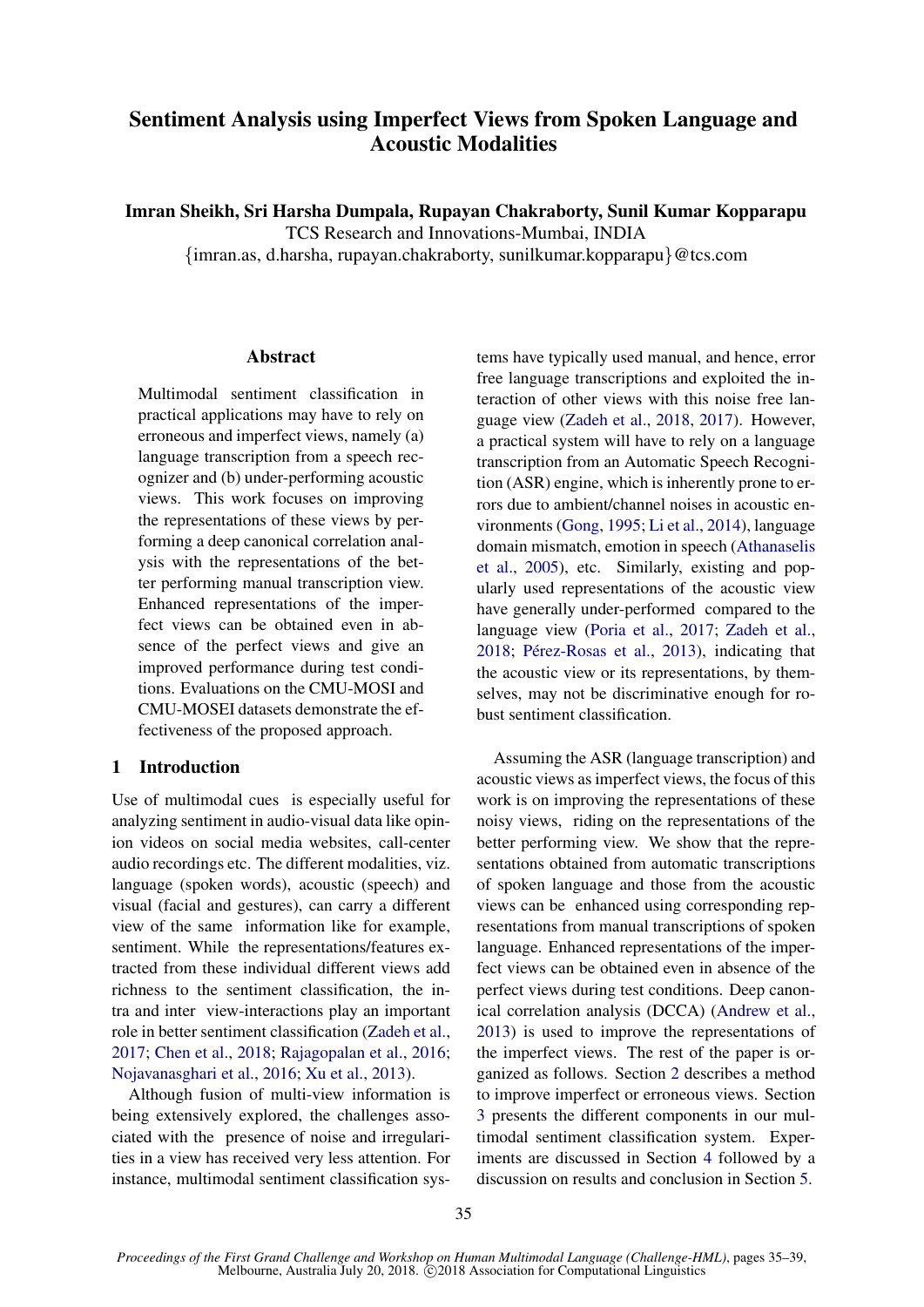# Sentiment Analysis using Imperfect Views from Spoken Language and Acoustic Modalities

**Imran Sheikh, Sri Harsha Dumpala, Rupayan Chakraborty, Sunil Kumar Kopparapu**
TCS Research and Innovations-Mumbai, INDIA
{imran.as, d.harsha, rupayan.chakraborty, sunilkumar.kopparapu}@tcs.com

## Abstract

Multimodal sentiment classification in practical applications may have to rely on erroneous and imperfect views, namely (a) language transcription from a speech recognizer and (b) under-performing acoustic views. This work focuses on improving the representations of these views by performing a deep canonical correlation analysis with the representations of the better performing manual transcription view. Enhanced representations of the imperfect views can be obtained even in absence of the perfect views and give an improved performance during test conditions. Evaluations on the CMU-MOSI and CMU-MOSEI datasets demonstrate the effectiveness of the proposed approach.

## 1 Introduction

Use of multimodal cues is especially useful for analyzing sentiment in audio-visual data like opinion videos on social media websites, call-center audio recordings etc. The different modalities, viz. language (spoken words), acoustic (speech) and visual (facial and gestures), can carry a different view of the same information like for example, sentiment. While the representations/features extracted from these individual different views add richness to the sentiment classification, the intra and inter view-interactions play an important role in better sentiment classification (Zadeh et al., 2017; Chen et al., 2018; Rajagopalan et al., 2016; Nojavanasghari et al., 2016; Xu et al., 2013).

Although fusion of multi-view information is being extensively explored, the challenges associated with the presence of noise and irregularities in a view has received very less attention. For instance, multimodal sentiment classification systems have typically used manual, and hence, error free language transcriptions and exploited the interaction of other views with this noise free language view (Zadeh et al., 2018, 2017). However, a practical system will have to rely on a language transcription from an Automatic Speech Recognition (ASR) engine, which is inherently prone to errors due to ambient/channel noises in acoustic environments (Gong, 1995; Li et al., 2014), language domain mismatch, emotion in speech (Athanaselis et al., 2005), etc. Similarly, existing and popularly used representations of the acoustic view have generally under-performed compared to the language view (Poria et al., 2017; Zadeh et al., 2018; Pérez-Rosas et al., 2013), indicating that the acoustic view or its representations, by themselves, may not be discriminative enough for robust sentiment classification.

Assuming the ASR (language transcription) and acoustic views as imperfect views, the focus of this work is on improving the representations of these noisy views, riding on the representations of the better performing view. We show that the representations obtained from automatic transcriptions of spoken language and those from the acoustic views can be enhanced using corresponding representations from manual transcriptions of spoken language. Enhanced representations of the imperfect views can be obtained even in absence of the perfect views during test conditions. Deep canonical correlation analysis (DCCA) (Andrew et al., 2013) is used to improve the representations of the imperfect views. The rest of the paper is organized as follows. Section 2 describes a method to improve imperfect or erroneous views. Section 3 presents the different components in our multimodal sentiment classification system. Experiments are discussed in Section 4 followed by a discussion on results and conclusion in Section 5.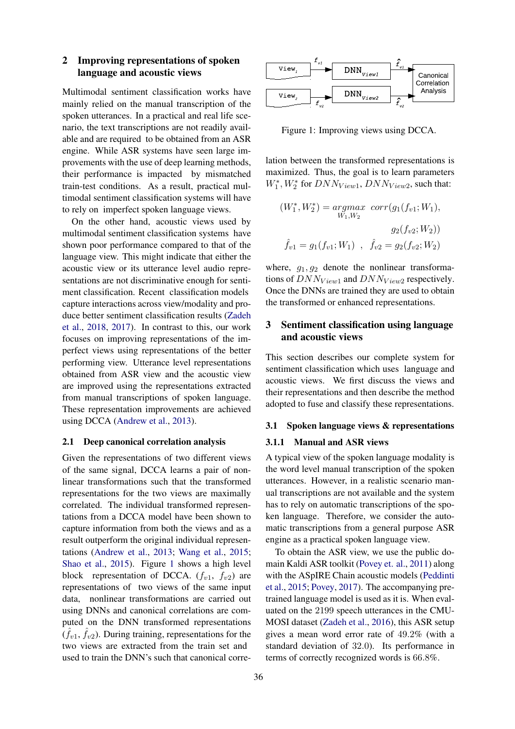## 2 Improving representations of spoken language and acoustic views

Multimodal sentiment classification works have mainly relied on the manual transcription of the spoken utterances. In a practical and real life scenario, the text transcriptions are not readily available and are required to be obtained from an ASR engine. While ASR systems have seen large improvements with the use of deep learning methods, their performance is impacted by mismatched train-test conditions. As a result, practical multimodal sentiment classification systems will have to rely on imperfect spoken language views.

On the other hand, acoustic views used by multimodal sentiment classification systems have shown poor performance compared to that of the language view. This might indicate that either the acoustic view or its utterance level audio representations are not discriminative enough for sentiment classification. Recent classification models capture interactions across view/modality and produce better sentiment classification results (Zadeh et al., 2018, 2017). In contrast to this, our work focuses on improving representations of the imperfect views using representations of the better performing view. Utterance level representations obtained from ASR view and the acoustic view are improved using the representations extracted from manual transcriptions of spoken language. These representation improvements are achieved using DCCA (Andrew et al., 2013).

### 2.1 Deep canonical correlation analysis

Given the representations of two different views of the same signal, DCCA learns a pair of nonlinear transformations such that the transformed representations for the two views are maximally correlated. The individual transformed representations from a DCCA model have been shown to capture information from both the views and as a result outperform the original individual representations (Andrew et al., 2013; Wang et al., 2015; Shao et al., 2015). Figure 1 shows a high level block representation of DCCA. ($f_{v1}$, $f_{v2}$) are representations of two views of the same input data, nonlinear transformations are carried out using DNNs and canonical correlations are computed on the DNN transformed representations ($\hat{f}_{v1}$, $\hat{f}_{v2}$). During training, representations for the two views are extracted from the train set and used to train the DNN's such that canonical correlation between the transformed representations is maximized. Thus, the goal is to learn parameters $W_1^*, W_2^*$ for $DNN_{View1}$, $DNN_{View2}$, such that:

Figure 1: Improving views using DCCA.

$$(W_1^*, W_2^*) = \underset{W_1, W_2}{argmax} \; corr(g_1(f_{v1}; W_1), g_2(f_{v2}; W_2))$$

$$\hat{f}_{v1} = g_1(f_{v1}; W_1) \;\; , \;\; \hat{f}_{v2} = g_2(f_{v2}; W_2)$$

where, $g_1, g_2$ denote the nonlinear transformations of $DNN_{View1}$ and $DNN_{View2}$ respectively. Once the DNNs are trained they are used to obtain the transformed or enhanced representations.

## 3 Sentiment classification using language and acoustic views

This section describes our complete system for sentiment classification which uses language and acoustic views. We first discuss the views and their representations and then describe the method adopted to fuse and classify these representations.

### 3.1 Spoken language views & representations

#### 3.1.1 Manual and ASR views

A typical view of the spoken language modality is the word level manual transcription of the spoken utterances. However, in a realistic scenario manual transcriptions are not available and the system has to rely on automatic transcriptions of the spoken language. Therefore, we consider the automatic transcriptions from a general purpose ASR engine as a practical spoken language view.

To obtain the ASR view, we use the public domain Kaldi ASR toolkit (Povey et. al., 2011) along with the ASpIRE Chain acoustic models (Peddinti et al., 2015; Povey, 2017). The accompanying pretrained language model is used as it is. When evaluated on the 2199 speech utterances in the CMU-MOSI dataset (Zadeh et al., 2016), this ASR setup gives a mean word error rate of 49.2% (with a standard deviation of 32.0). Its performance in terms of correctly recognized words is 66.8%.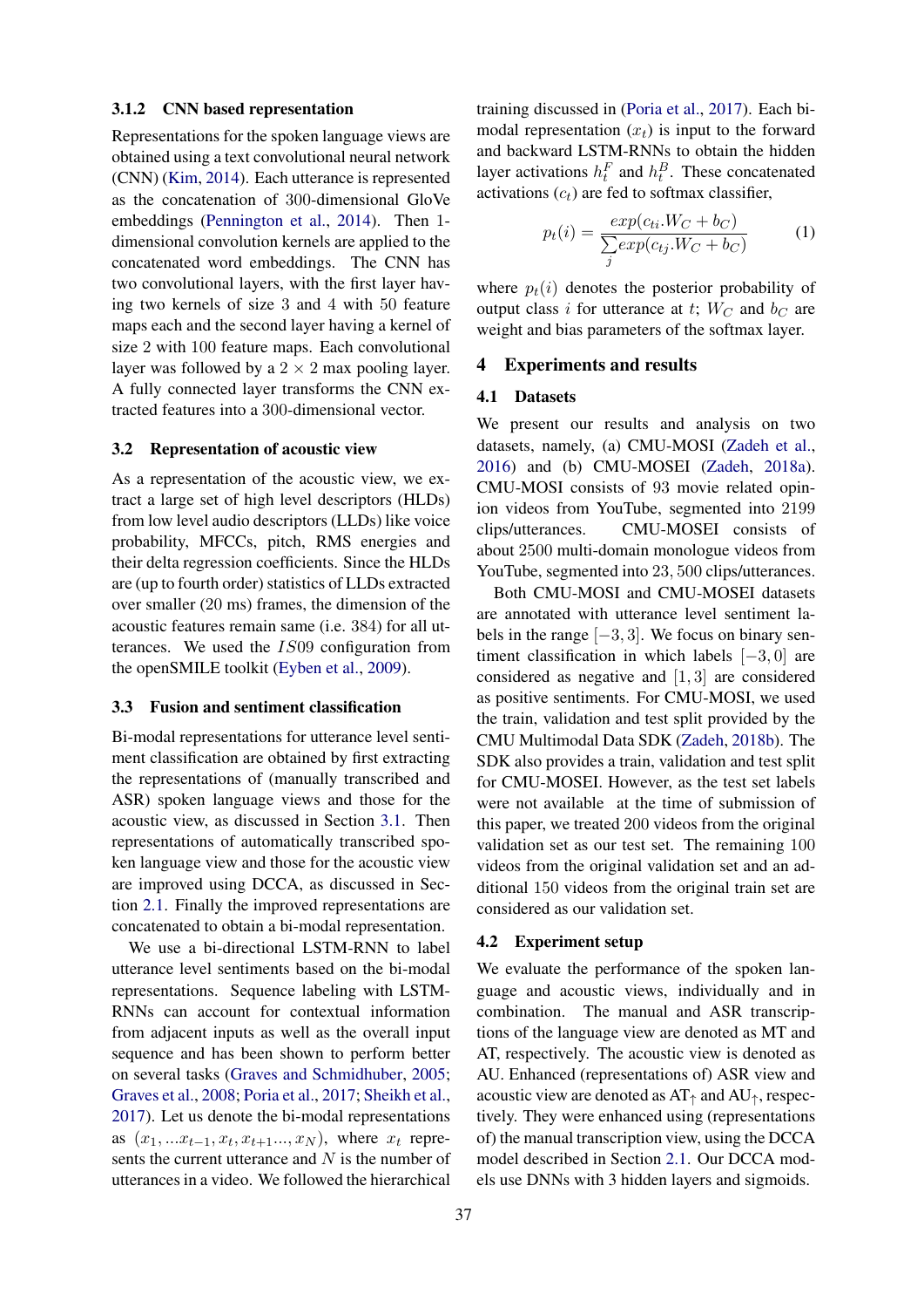#### 3.1.2 CNN based representation

Representations for the spoken language views are obtained using a text convolutional neural network (CNN) (Kim, 2014). Each utterance is represented as the concatenation of 300-dimensional GloVe embeddings (Pennington et al., 2014). Then 1-dimensional convolution kernels are applied to the concatenated word embeddings. The CNN has two convolutional layers, with the first layer having two kernels of size 3 and 4 with 50 feature maps each and the second layer having a kernel of size 2 with 100 feature maps. Each convolutional layer was followed by a $2 \times 2$ max pooling layer. A fully connected layer transforms the CNN extracted features into a 300-dimensional vector.

### 3.2 Representation of acoustic view

As a representation of the acoustic view, we extract a large set of high level descriptors (HLDs) from low level audio descriptors (LLDs) like voice probability, MFCCs, pitch, RMS energies and their delta regression coefficients. Since the HLDs are (up to fourth order) statistics of LLDs extracted over smaller (20 ms) frames, the dimension of the acoustic features remain same (i.e. 384) for all utterances. We used the $IS09$ configuration from the openSMILE toolkit (Eyben et al., 2009).

### 3.3 Fusion and sentiment classification

Bi-modal representations for utterance level sentiment classification are obtained by first extracting the representations of (manually transcribed and ASR) spoken language views and those for the acoustic view, as discussed in Section 3.1. Then representations of automatically transcribed spoken language view and those for the acoustic view are improved using DCCA, as discussed in Section 2.1. Finally the improved representations are concatenated to obtain a bi-modal representation.

We use a bi-directional LSTM-RNN to label utterance level sentiments based on the bi-modal representations. Sequence labeling with LSTM-RNNs can account for contextual information from adjacent inputs as well as the overall input sequence and has been shown to perform better on several tasks (Graves and Schmidhuber, 2005; Graves et al., 2008; Poria et al., 2017; Sheikh et al., 2017). Let us denote the bi-modal representations as $(x_1, ...x_{t-1}, x_t, x_{t+1}..., x_N)$, where $x_t$ represents the current utterance and $N$ is the number of utterances in a video. We followed the hierarchical training discussed in (Poria et al., 2017). Each bi-modal representation ($x_t$) is input to the forward and backward LSTM-RNNs to obtain the hidden layer activations $h_t^F$ and $h_t^B$. These concatenated activations ($c_t$) are fed to softmax classifier,

$$p_t(i) = \frac{exp(c_{ti}.W_C + b_C)}{\sum_j exp(c_{tj}.W_C + b_C)} \quad (1)$$

where $p_t(i)$ denotes the posterior probability of output class $i$ for utterance at $t$; $W_C$ and $b_C$ are weight and bias parameters of the softmax layer.

## 4 Experiments and results

### 4.1 Datasets

We present our results and analysis on two datasets, namely, (a) CMU-MOSI (Zadeh et al., 2016) and (b) CMU-MOSEI (Zadeh, 2018a). CMU-MOSI consists of 93 movie related opinion videos from YouTube, segmented into 2199 clips/utterances. CMU-MOSEI consists of about 2500 multi-domain monologue videos from YouTube, segmented into $23,500$ clips/utterances.

Both CMU-MOSI and CMU-MOSEI datasets are annotated with utterance level sentiment labels in the range $[-3, 3]$. We focus on binary sentiment classification in which labels $[-3, 0]$ are considered as negative and $[1, 3]$ are considered as positive sentiments. For CMU-MOSI, we used the train, validation and test split provided by the CMU Multimodal Data SDK (Zadeh, 2018b). The SDK also provides a train, validation and test split for CMU-MOSEI. However, as the test set labels were not available at the time of submission of this paper, we treated 200 videos from the original validation set as our test set. The remaining 100 videos from the original validation set and an additional 150 videos from the original train set are considered as our validation set.

### 4.2 Experiment setup

We evaluate the performance of the spoken language and acoustic views, individually and in combination. The manual and ASR transcriptions of the language view are denoted as MT and AT, respectively. The acoustic view is denoted as AU. Enhanced (representations of) ASR view and acoustic view are denoted as $\text{AT}_{\uparrow}$ and $\text{AU}_{\uparrow}$, respectively. They were enhanced using (representations of) the manual transcription view, using the DCCA model described in Section 2.1. Our DCCA models use DNNs with 3 hidden layers and sigmoids.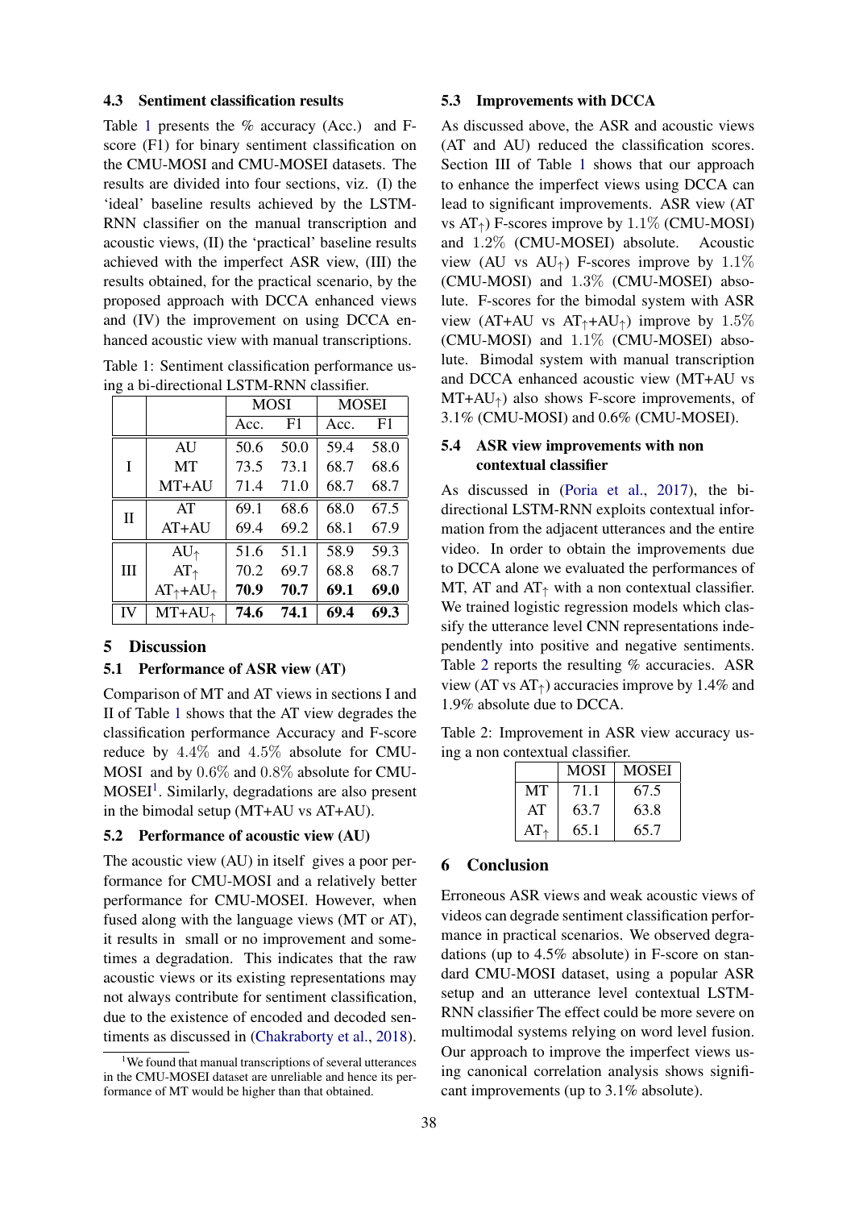### 4.3 Sentiment classification results

Table 1 presents the % accuracy (Acc.) and F-score (F1) for binary sentiment classification on the CMU-MOSI and CMU-MOSEI datasets. The results are divided into four sections, viz. (I) the 'ideal' baseline results achieved by the LSTM-RNN classifier on the manual transcription and acoustic views, (II) the 'practical' baseline results achieved with the imperfect ASR view, (III) the results obtained, for the practical scenario, by the proposed approach with DCCA enhanced views and (IV) the improvement on using DCCA enhanced acoustic view with manual transcriptions.

Table 1: Sentiment classification performance using a bi-directional LSTM-RNN classifier.

| | | MOSI | | MOSEI | |
|---|---|---|---|---|---|
| | | Acc. | F1 | Acc. | F1 |
| I | AU | 50.6 | 50.0 | 59.4 | 58.0 |
| | MT | 73.5 | 73.1 | 68.7 | 68.6 |
| | MT+AU | 71.4 | 71.0 | 68.7 | 68.7 |
| II | AT | 69.1 | 68.6 | 68.0 | 67.5 |
| | AT+AU | 69.4 | 69.2 | 68.1 | 67.9 |
| III | $AU_{\uparrow}$ | 51.6 | 51.1 | 58.9 | 59.3 |
| | $AT_{\uparrow}$ | 70.2 | 69.7 | 68.8 | 68.7 |
| | $AT_{\uparrow}$+$AU_{\uparrow}$ | **70.9** | **70.7** | **69.1** | **69.0** |
| IV | MT+$AU_{\uparrow}$ | **74.6** | **74.1** | **69.4** | **69.3** |

## 5 Discussion

### 5.1 Performance of ASR view (AT)

Comparison of MT and AT views in sections I and II of Table 1 shows that the AT view degrades the classification performance Accuracy and F-score reduce by 4.4% and 4.5% absolute for CMU-MOSI and by 0.6% and 0.8% absolute for CMU-MOSEI[1]. Similarly, degradations are also present in the bimodal setup (MT+AU vs AT+AU).

### 5.2 Performance of acoustic view (AU)

The acoustic view (AU) in itself gives a poor performance for CMU-MOSI and a relatively better performance for CMU-MOSEI. However, when fused along with the language views (MT or AT), it results in small or no improvement and sometimes a degradation. This indicates that the raw acoustic views or its existing representations may not always contribute for sentiment classification, due to the existence of encoded and decoded sentiments as discussed in (Chakraborty et al., 2018).

[1]We found that manual transcriptions of several utterances in the CMU-MOSEI dataset are unreliable and hence its performance of MT would be higher than that obtained.

### 5.3 Improvements with DCCA

As discussed above, the ASR and acoustic views (AT and AU) reduced the classification scores. Section III of Table 1 shows that our approach to enhance the imperfect views using DCCA can lead to significant improvements. ASR view (AT vs $AT_{\uparrow}$) F-scores improve by 1.1% (CMU-MOSI) and 1.2% (CMU-MOSEI) absolute. Acoustic view (AU vs $AU_{\uparrow}$) F-scores improve by 1.1% (CMU-MOSI) and 1.3% (CMU-MOSEI) absolute. F-scores for the bimodal system with ASR view (AT+AU vs $AT_{\uparrow}$+$AU_{\uparrow}$) improve by 1.5% (CMU-MOSI) and 1.1% (CMU-MOSEI) absolute. Bimodal system with manual transcription and DCCA enhanced acoustic view (MT+AU vs MT+$AU_{\uparrow}$) also shows F-score improvements, of 3.1% (CMU-MOSI) and 0.6% (CMU-MOSEI).

### 5.4 ASR view improvements with non contextual classifier

As discussed in (Poria et al., 2017), the bi-directional LSTM-RNN exploits contextual information from the adjacent utterances and the entire video. In order to obtain the improvements due to DCCA alone we evaluated the performances of MT, AT and $AT_{\uparrow}$ with a non contextual classifier. We trained logistic regression models which classify the utterance level CNN representations independently into positive and negative sentiments. Table 2 reports the resulting % accuracies. ASR view (AT vs $AT_{\uparrow}$) accuracies improve by 1.4% and 1.9% absolute due to DCCA.

Table 2: Improvement in ASR view accuracy using a non contextual classifier.

| | MOSI | MOSEI |
|---|---|---|
| MT | 71.1 | 67.5 |
| AT | 63.7 | 63.8 |
| $AT_{\uparrow}$ | 65.1 | 65.7 |

## 6 Conclusion

Erroneous ASR views and weak acoustic views of videos can degrade sentiment classification performance in practical scenarios. We observed degradations (up to 4.5% absolute) in F-score on standard CMU-MOSI dataset, using a popular ASR setup and an utterance level contextual LSTM-RNN classifier The effect could be more severe on multimodal systems relying on word level fusion. Our approach to improve the imperfect views using canonical correlation analysis shows significant improvements (up to 3.1% absolute).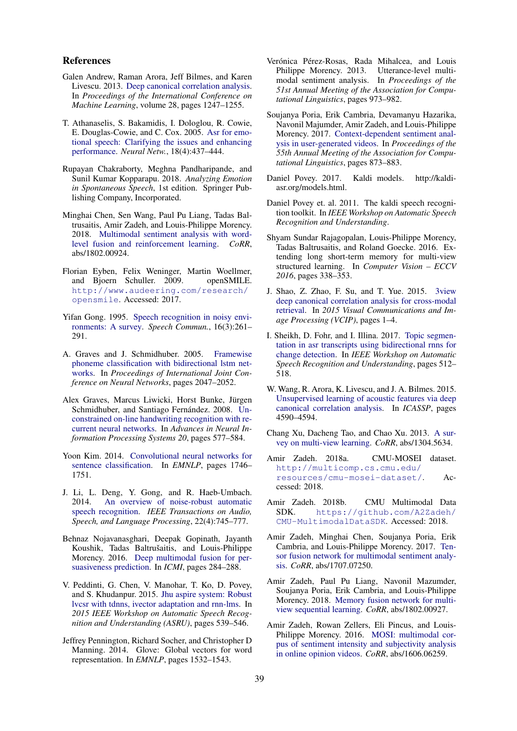## References

Galen Andrew, Raman Arora, Jeff Bilmes, and Karen Livescu. 2013. Deep canonical correlation analysis. In *Proceedings of the International Conference on Machine Learning*, volume 28, pages 1247–1255.

T. Athanaselis, S. Bakamidis, I. Dologlou, R. Cowie, E. Douglas-Cowie, and C. Cox. 2005. Asr for emotional speech: Clarifying the issues and enhancing performance. *Neural Netw.*, 18(4):437–444.

Rupayan Chakraborty, Meghna Pandharipande, and Sunil Kumar Kopparapu. 2018. *Analyzing Emotion in Spontaneous Speech*, 1st edition. Springer Publishing Company, Incorporated.

Minghai Chen, Sen Wang, Paul Pu Liang, Tadas Baltrusaitis, Amir Zadeh, and Louis-Philippe Morency. 2018. Multimodal sentiment analysis with word-level fusion and reinforcement learning. *CoRR*, abs/1802.00924.

Florian Eyben, Felix Weninger, Martin Woellmer, and Bjoern Schuller. 2009. openSMILE. `http://www.audeering.com/research/opensmile`. Accessed: 2017.

Yifan Gong. 1995. Speech recognition in noisy environments: A survey. *Speech Commun.*, 16(3):261–291.

A. Graves and J. Schmidhuber. 2005. Framewise phoneme classification with bidirectional lstm networks. In *Proceedings of International Joint Conference on Neural Networks*, pages 2047–2052.

Alex Graves, Marcus Liwicki, Horst Bunke, Jürgen Schmidhuber, and Santiago Fernández. 2008. Unconstrained on-line handwriting recognition with recurrent neural networks. In *Advances in Neural Information Processing Systems 20*, pages 577–584.

Yoon Kim. 2014. Convolutional neural networks for sentence classification. In *EMNLP*, pages 1746–1751.

J. Li, L. Deng, Y. Gong, and R. Haeb-Umbach. 2014. An overview of noise-robust automatic speech recognition. *IEEE Transactions on Audio, Speech, and Language Processing*, 22(4):745–777.

Behnaz Nojavanasghari, Deepak Gopinath, Jayanth Koushik, Tadas Baltrušaitis, and Louis-Philippe Morency. 2016. Deep multimodal fusion for persuasiveness prediction. In *ICMI*, pages 284–288.

V. Peddinti, G. Chen, V. Manohar, T. Ko, D. Povey, and S. Khudanpur. 2015. Jhu aspire system: Robust lvcsr with tdnns, ivector adaptation and rnn-lms. In *2015 IEEE Workshop on Automatic Speech Recognition and Understanding (ASRU)*, pages 539–546.

Jeffrey Pennington, Richard Socher, and Christopher D Manning. 2014. Glove: Global vectors for word representation. In *EMNLP*, pages 1532–1543.

Verónica Pérez-Rosas, Rada Mihalcea, and Louis Philippe Morency. 2013. Utterance-level multimodal sentiment analysis. In *Proceedings of the 51st Annual Meeting of the Association for Computational Linguistics*, pages 973–982.

Soujanya Poria, Erik Cambria, Devamanyu Hazarika, Navonil Majumder, Amir Zadeh, and Louis-Philippe Morency. 2017. Context-dependent sentiment analysis in user-generated videos. In *Proceedings of the 55th Annual Meeting of the Association for Computational Linguistics*, pages 873–883.

Daniel Povey. 2017. Kaldi models. http://kaldi-asr.org/models.html.

Daniel Povey et. al. 2011. The kaldi speech recognition toolkit. In *IEEE Workshop on Automatic Speech Recognition and Understanding*.

Shyam Sundar Rajagopalan, Louis-Philippe Morency, Tadas Baltrusaitis, and Roland Goecke. 2016. Extending long short-term memory for multi-view structured learning. In *Computer Vision – ECCV 2016*, pages 338–353.

J. Shao, Z. Zhao, F. Su, and T. Yue. 2015. 3view deep canonical correlation analysis for cross-modal retrieval. In *2015 Visual Communications and Image Processing (VCIP)*, pages 1–4.

I. Sheikh, D. Fohr, and I. Illina. 2017. Topic segmentation in asr transcripts using bidirectional rnns for change detection. In *IEEE Workshop on Automatic Speech Recognition and Understanding*, pages 512–518.

W. Wang, R. Arora, K. Livescu, and J. A. Bilmes. 2015. Unsupervised learning of acoustic features via deep canonical correlation analysis. In *ICASSP*, pages 4590–4594.

Chang Xu, Dacheng Tao, and Chao Xu. 2013. A survey on multi-view learning. *CoRR*, abs/1304.5634.

Amir Zadeh. 2018a. CMU-MOSEI dataset. `http://multicomp.cs.cmu.edu/resources/cmu-mosei-dataset/`. Accessed: 2018.

Amir Zadeh. 2018b. CMU Multimodal Data SDK. `https://github.com/A2Zadeh/CMU-MultimodalDataSDK`. Accessed: 2018.

Amir Zadeh, Minghai Chen, Soujanya Poria, Erik Cambria, and Louis-Philippe Morency. 2017. Tensor fusion network for multimodal sentiment analysis. *CoRR*, abs/1707.07250.

Amir Zadeh, Paul Pu Liang, Navonil Mazumder, Soujanya Poria, Erik Cambria, and Louis-Philippe Morency. 2018. Memory fusion network for multi-view sequential learning. *CoRR*, abs/1802.00927.

Amir Zadeh, Rowan Zellers, Eli Pincus, and Louis-Philippe Morency. 2016. MOSI: multimodal corpus of sentiment intensity and subjectivity analysis in online opinion videos. *CoRR*, abs/1606.06259.